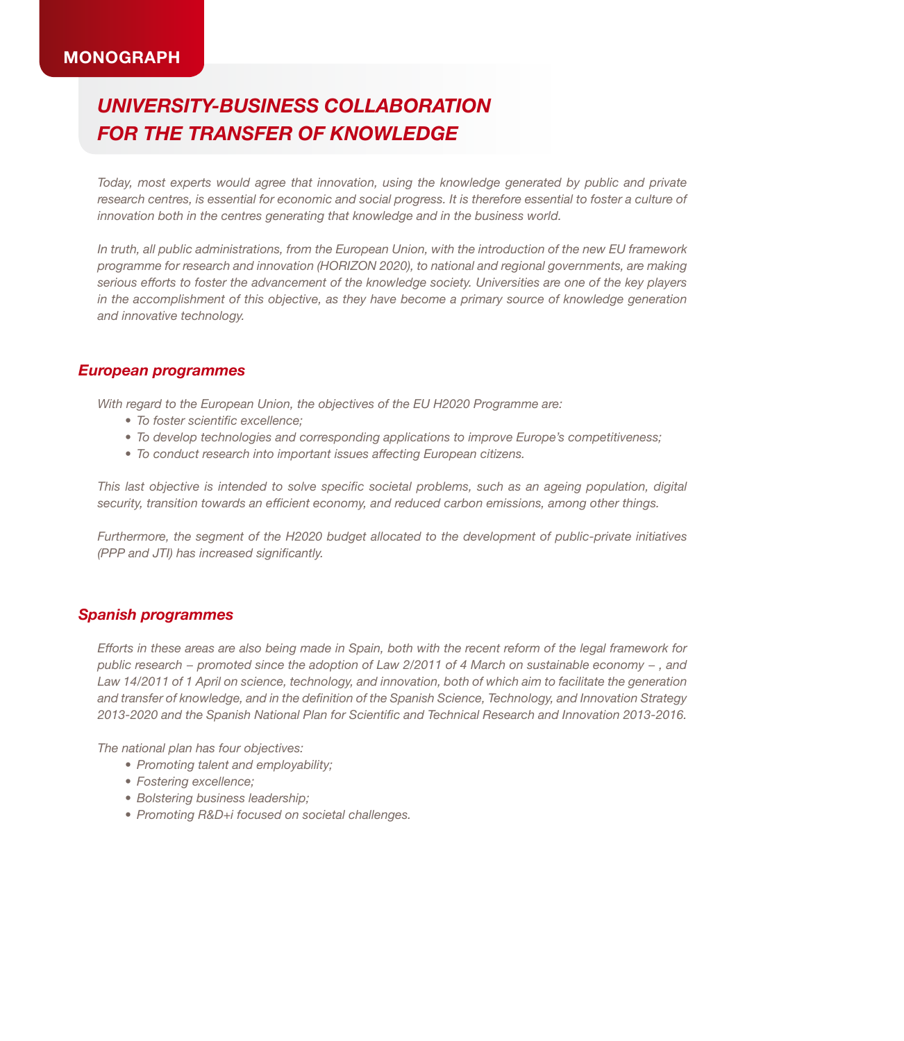MONOGRAPH

# *UNIVERSITY-BUSINESS COLLABORATION FOR THE TRANSFER OF KNOWLEDGE*

*Today, most experts would agree that innovation, using the knowledge generated by public and private research centres, is essential for economic and social progress. It is therefore essential to foster a culture of innovation both in the centres generating that knowledge and in the business world.*

*In truth, all public administrations, from the European Union, with the introduction of the new EU framework programme for research and innovation (HORIZON 2020), to national and regional governments, are making serious efforts to foster the advancement of the knowledge society. Universities are one of the key players in the accomplishment of this objective, as they have become a primary source of knowledge generation and innovative technology.*

## *European programmes*

*With regard to the European Union, the objectives of the EU H2020 Programme are:*

- *To foster scientific excellence;*
- *To develop technologies and corresponding applications to improve Europe's competitiveness;*
- *To conduct research into important issues affecting European citizens.*

*This last objective is intended to solve specific societal problems, such as an ageing population, digital security, transition towards an efficient economy, and reduced carbon emissions, among other things.*

*Furthermore, the segment of the H2020 budget allocated to the development of public-private initiatives (PPP and JTI) has increased significantly.*

## *Spanish programmes*

*Efforts in these areas are also being made in Spain, both with the recent reform of the legal framework for public research – promoted since the adoption of Law 2/2011 of 4 March on sustainable economy – , and Law 14/2011 of 1 April on science, technology, and innovation, both of which aim to facilitate the generation and transfer of knowledge, and in the definition of the Spanish Science, Technology, and Innovation Strategy 2013-2020 and the Spanish National Plan for Scientific and Technical Research and Innovation 2013-2016.*

*The national plan has four objectives:*

- *Promoting talent and employability;*
- *Fostering excellence;*
- *Bolstering business leadership;*
- *Promoting R&D+i focused on societal challenges.*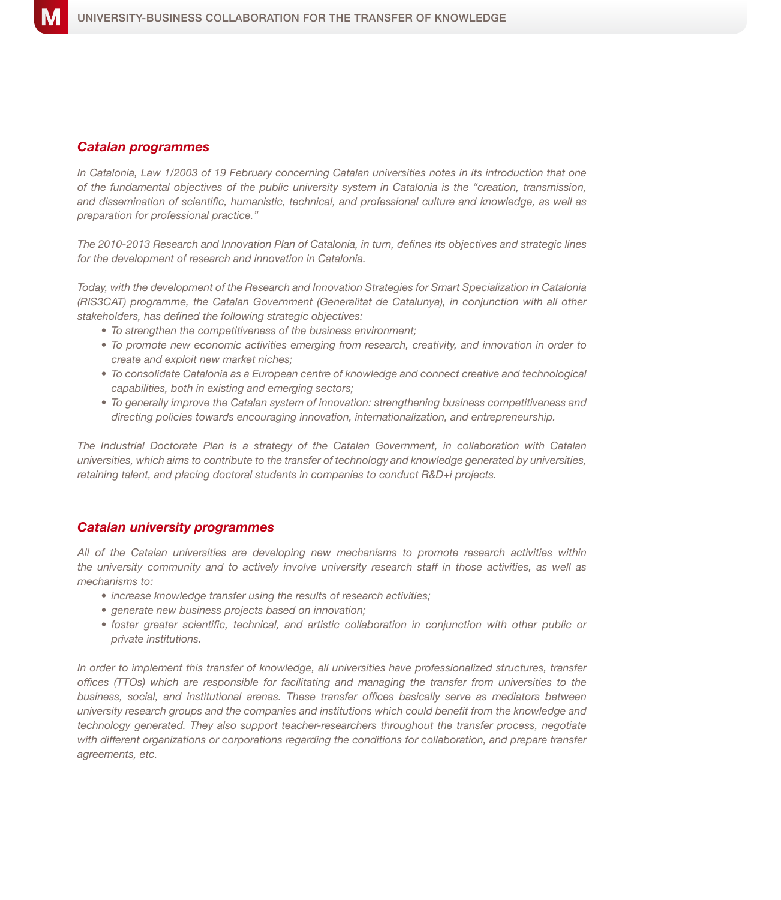## *Catalan programmes*

*In Catalonia, Law 1/2003 of 19 February concerning Catalan universities notes in its introduction that one of the fundamental objectives of the public university system in Catalonia is the "creation, transmission, and dissemination of scientific, humanistic, technical, and professional culture and knowledge, as well as preparation for professional practice."*

*The 2010-2013 Research and Innovation Plan of Catalonia, in turn, defines its objectives and strategic lines for the development of research and innovation in Catalonia.*

*Today, with the development of the Research and Innovation Strategies for Smart Specialization in Catalonia (RIS3CAT) programme, the Catalan Government (Generalitat de Catalunya), in conjunction with all other stakeholders, has defined the following strategic objectives:*

- *To strengthen the competitiveness of the business environment;*
- *To promote new economic activities emerging from research, creativity, and innovation in order to create and exploit new market niches;*
- *To consolidate Catalonia as a European centre of knowledge and connect creative and technological capabilities, both in existing and emerging sectors;*
- *To generally improve the Catalan system of innovation: strengthening business competitiveness and directing policies towards encouraging innovation, internationalization, and entrepreneurship.*

*The Industrial Doctorate Plan is a strategy of the Catalan Government, in collaboration with Catalan universities, which aims to contribute to the transfer of technology and knowledge generated by universities, retaining talent, and placing doctoral students in companies to conduct R&D+i projects.*

## *Catalan university programmes*

*All of the Catalan universities are developing new mechanisms to promote research activities within the university community and to actively involve university research staff in those activities, as well as mechanisms to:*

- *increase knowledge transfer using the results of research activities;*
- *generate new business projects based on innovation;*
- *foster greater scientific, technical, and artistic collaboration in conjunction with other public or private institutions.*

*In order to implement this transfer of knowledge, all universities have professionalized structures, transfer offices (TTOs) which are responsible for facilitating and managing the transfer from universities to the business, social, and institutional arenas. These transfer offices basically serve as mediators between university research groups and the companies and institutions which could benefit from the knowledge and technology generated. They also support teacher-researchers throughout the transfer process, negotiate with different organizations or corporations regarding the conditions for collaboration, and prepare transfer agreements, etc.*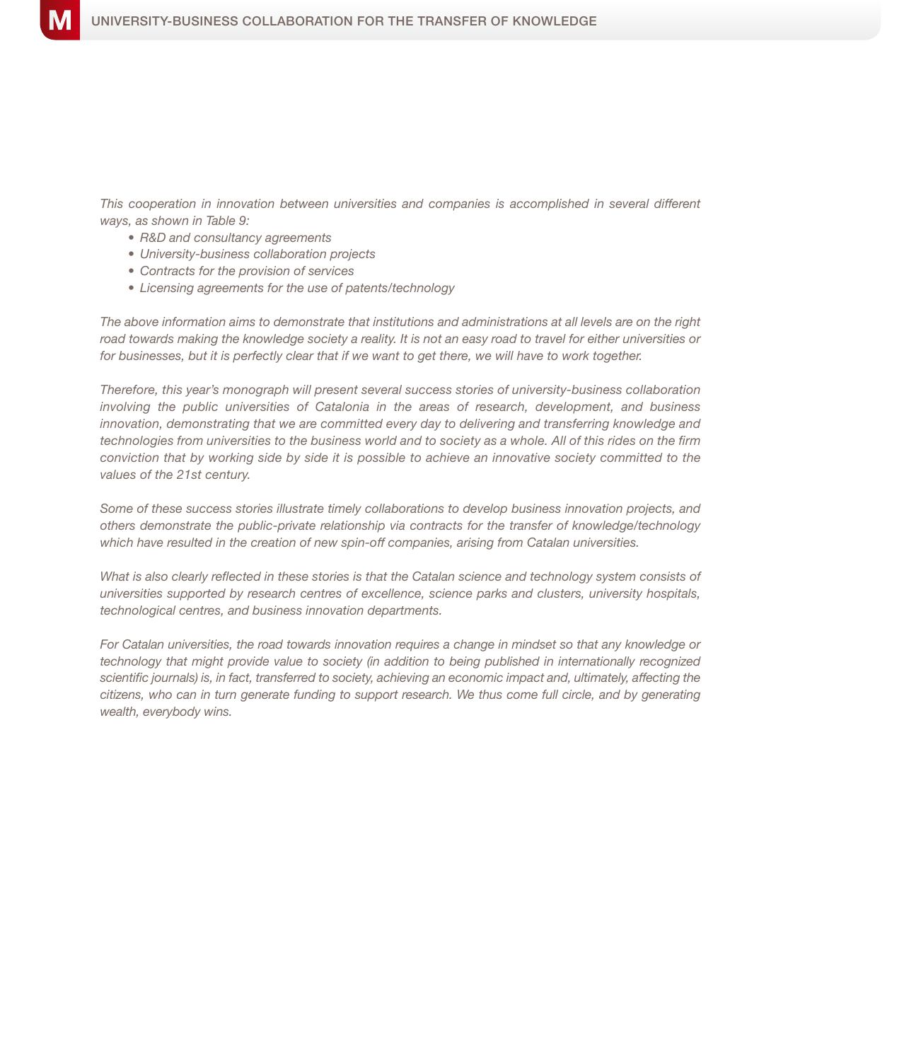*This cooperation in innovation between universities and companies is accomplished in several different ways, as shown in Table 9:*

- *R&D and consultancy agreements*
- *University-business collaboration projects*
- *Contracts for the provision of services*
- *Licensing agreements for the use of patents/technology*

*The above information aims to demonstrate that institutions and administrations at all levels are on the right road towards making the knowledge society a reality. It is not an easy road to travel for either universities or for businesses, but it is perfectly clear that if we want to get there, we will have to work together.*

*Therefore, this year's monograph will present several success stories of university-business collaboration involving the public universities of Catalonia in the areas of research, development, and business innovation, demonstrating that we are committed every day to delivering and transferring knowledge and technologies from universities to the business world and to society as a whole. All of this rides on the firm conviction that by working side by side it is possible to achieve an innovative society committed to the values of the 21st century.*

*Some of these success stories illustrate timely collaborations to develop business innovation projects, and others demonstrate the public-private relationship via contracts for the transfer of knowledge/technology which have resulted in the creation of new spin-off companies, arising from Catalan universities.*

*What is also clearly reflected in these stories is that the Catalan science and technology system consists of universities supported by research centres of excellence, science parks and clusters, university hospitals, technological centres, and business innovation departments.*

*For Catalan universities, the road towards innovation requires a change in mindset so that any knowledge or technology that might provide value to society (in addition to being published in internationally recognized scientific journals) is, in fact, transferred to society, achieving an economic impact and, ultimately, affecting the citizens, who can in turn generate funding to support research. We thus come full circle, and by generating wealth, everybody wins.*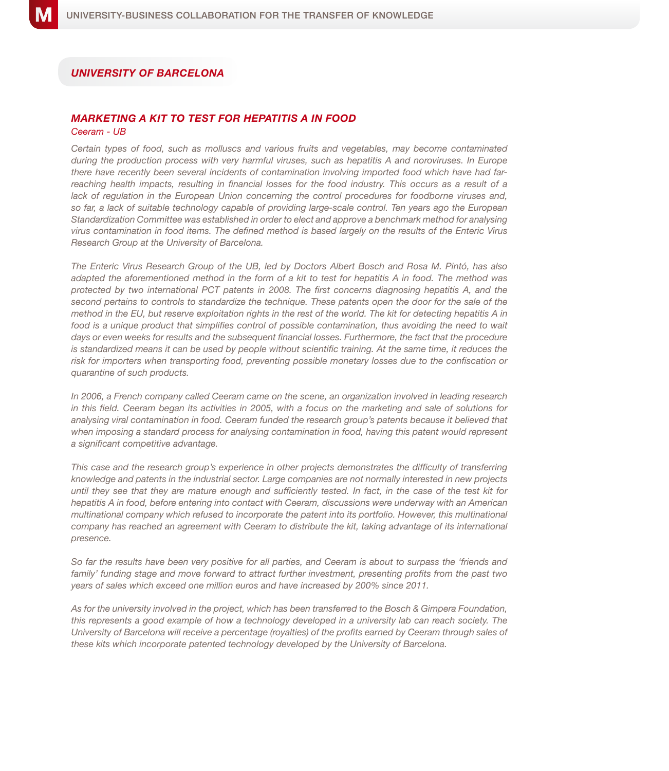## UNIVERSITY OF BARCELONA

### MARKETING A KIT TO TEST FOR HEPATITIS A IN FOOD

*Ceeram - UB*

*Certain types of food, such as molluscs and various fruits and vegetables, may become contaminated during the production process with very harmful viruses, such as hepatitis A and noroviruses. In Europe there have recently been several incidents of contamination involving imported food which have had far-reaching health impacts, resulting in financial losses for the food industry. This occurs as a result of a lack of regulation in the European Union concerning the control procedures for foodborne viruses and, so far, a lack of suitable technology capable of providing large-scale control. Ten years ago the European Standardization Committee was established in order to elect and approve a benchmark method for analysing virus contamination in food items. The defined method is based largely on the results of the Enteric Virus Research Group at the University of Barcelona.*

*The Enteric Virus Research Group of the UB, led by Doctors Albert Bosch and Rosa M. Pintó, has also adapted the aforementioned method in the form of a kit to test for hepatitis A in food. The method was protected by two international PCT patents in 2008. The first concerns diagnosing hepatitis A, and the second pertains to controls to standardize the technique. These patents open the door for the sale of the method in the EU, but reserve exploitation rights in the rest of the world. The kit for detecting hepatitis A in food is a unique product that simplifies control of possible contamination, thus avoiding the need to wait days or even weeks for results and the subsequent financial losses. Furthermore, the fact that the procedure is standardized means it can be used by people without scientific training. At the same time, it reduces the risk for importers when transporting food, preventing possible monetary losses due to the confiscation or quarantine of such products.*

*In 2006, a French company called Ceeram came on the scene, an organization involved in leading research in this field. Ceeram began its activities in 2005, with a focus on the marketing and sale of solutions for analysing viral contamination in food. Ceeram funded the research group's patents because it believed that when imposing a standard process for analysing contamination in food, having this patent would represent a significant competitive advantage.*

*This case and the research group's experience in other projects demonstrates the difficulty of transferring knowledge and patents in the industrial sector. Large companies are not normally interested in new projects until they see that they are mature enough and sufficiently tested. In fact, in the case of the test kit for hepatitis A in food, before entering into contact with Ceeram, discussions were underway with an American multinational company which refused to incorporate the patent into its portfolio. However, this multinational company has reached an agreement with Ceeram to distribute the kit, taking advantage of its international presence.*

*So far the results have been very positive for all parties, and Ceeram is about to surpass the 'friends and family' funding stage and move forward to attract further investment, presenting profits from the past two years of sales which exceed one million euros and have increased by 200% since 2011.*

*As for the university involved in the project, which has been transferred to the Bosch & Gimpera Foundation, this represents a good example of how a technology developed in a university lab can reach society. The University of Barcelona will receive a percentage (royalties) of the profits earned by Ceeram through sales of these kits which incorporate patented technology developed by the University of Barcelona.*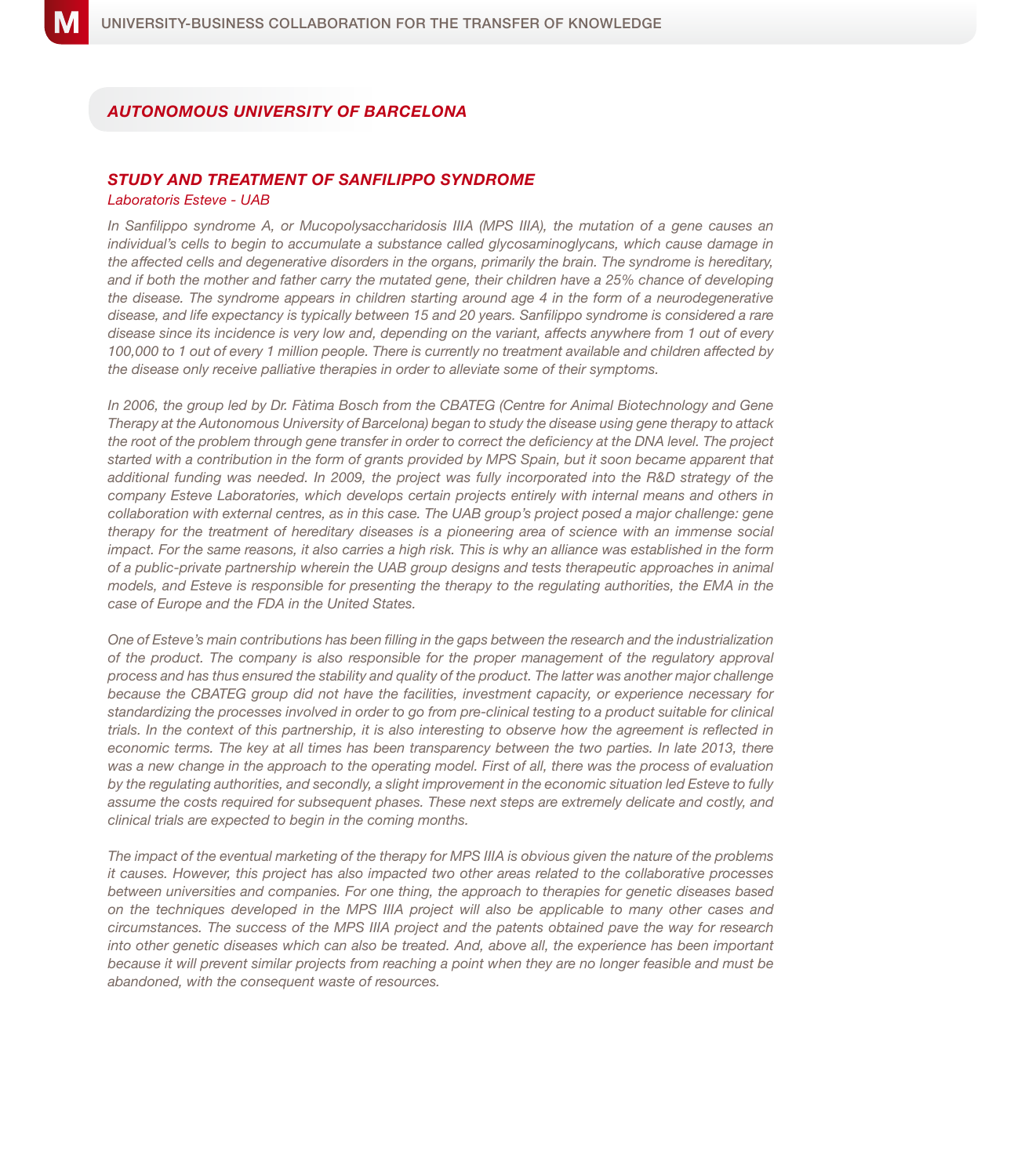## AUTONOMOUS UNIVERSITY OF BARCELONA

### STUDY AND TREATMENT OF SANFILIPPO SYNDROME

*Laboratoris Esteve - UAB*

*In Sanfilippo syndrome A, or Mucopolysaccharidosis IIIA (MPS IIIA), the mutation of a gene causes an individual's cells to begin to accumulate a substance called glycosaminoglycans, which cause damage in the affected cells and degenerative disorders in the organs, primarily the brain. The syndrome is hereditary, and if both the mother and father carry the mutated gene, their children have a 25% chance of developing the disease. The syndrome appears in children starting around age 4 in the form of a neurodegenerative disease, and life expectancy is typically between 15 and 20 years. Sanfilippo syndrome is considered a rare disease since its incidence is very low and, depending on the variant, affects anywhere from 1 out of every 100,000 to 1 out of every 1 million people. There is currently no treatment available and children affected by the disease only receive palliative therapies in order to alleviate some of their symptoms.*

*In 2006, the group led by Dr. Fàtima Bosch from the CBATEG (Centre for Animal Biotechnology and Gene Therapy at the Autonomous University of Barcelona) began to study the disease using gene therapy to attack the root of the problem through gene transfer in order to correct the deficiency at the DNA level. The project started with a contribution in the form of grants provided by MPS Spain, but it soon became apparent that additional funding was needed. In 2009, the project was fully incorporated into the R&D strategy of the company Esteve Laboratories, which develops certain projects entirely with internal means and others in collaboration with external centres, as in this case. The UAB group's project posed a major challenge: gene therapy for the treatment of hereditary diseases is a pioneering area of science with an immense social impact. For the same reasons, it also carries a high risk. This is why an alliance was established in the form of a public-private partnership wherein the UAB group designs and tests therapeutic approaches in animal models, and Esteve is responsible for presenting the therapy to the regulating authorities, the EMA in the case of Europe and the FDA in the United States.*

*One of Esteve's main contributions has been filling in the gaps between the research and the industrialization of the product. The company is also responsible for the proper management of the regulatory approval process and has thus ensured the stability and quality of the product. The latter was another major challenge because the CBATEG group did not have the facilities, investment capacity, or experience necessary for standardizing the processes involved in order to go from pre-clinical testing to a product suitable for clinical trials. In the context of this partnership, it is also interesting to observe how the agreement is reflected in economic terms. The key at all times has been transparency between the two parties. In late 2013, there was a new change in the approach to the operating model. First of all, there was the process of evaluation by the regulating authorities, and secondly, a slight improvement in the economic situation led Esteve to fully assume the costs required for subsequent phases. These next steps are extremely delicate and costly, and clinical trials are expected to begin in the coming months.*

*The impact of the eventual marketing of the therapy for MPS IIIA is obvious given the nature of the problems it causes. However, this project has also impacted two other areas related to the collaborative processes between universities and companies. For one thing, the approach to therapies for genetic diseases based on the techniques developed in the MPS IIIA project will also be applicable to many other cases and circumstances. The success of the MPS IIIA project and the patents obtained pave the way for research into other genetic diseases which can also be treated. And, above all, the experience has been important because it will prevent similar projects from reaching a point when they are no longer feasible and must be abandoned, with the consequent waste of resources.*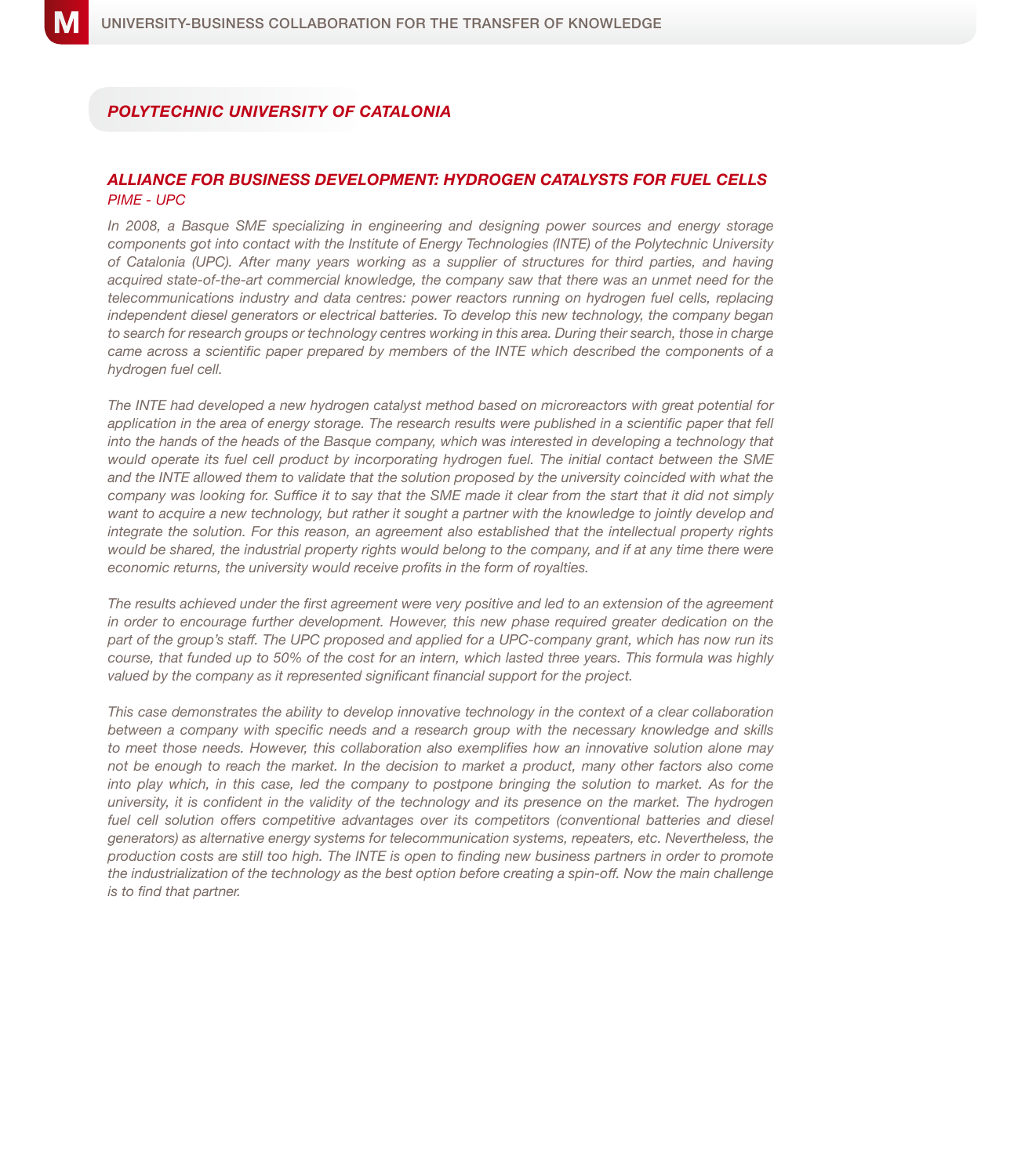## POLYTECHNIC UNIVERSITY OF CATALONIA

### ALLIANCE FOR BUSINESS DEVELOPMENT: HYDROGEN CATALYSTS FOR FUEL CELLS

*PIME - UPC*

*In 2008, a Basque SME specializing in engineering and designing power sources and energy storage components got into contact with the Institute of Energy Technologies (INTE) of the Polytechnic University of Catalonia (UPC). After many years working as a supplier of structures for third parties, and having acquired state-of-the-art commercial knowledge, the company saw that there was an unmet need for the telecommunications industry and data centres: power reactors running on hydrogen fuel cells, replacing independent diesel generators or electrical batteries. To develop this new technology, the company began to search for research groups or technology centres working in this area. During their search, those in charge came across a scientific paper prepared by members of the INTE which described the components of a hydrogen fuel cell.*

*The INTE had developed a new hydrogen catalyst method based on microreactors with great potential for application in the area of energy storage. The research results were published in a scientific paper that fell into the hands of the heads of the Basque company, which was interested in developing a technology that would operate its fuel cell product by incorporating hydrogen fuel. The initial contact between the SME and the INTE allowed them to validate that the solution proposed by the university coincided with what the company was looking for. Suffice it to say that the SME made it clear from the start that it did not simply want to acquire a new technology, but rather it sought a partner with the knowledge to jointly develop and integrate the solution. For this reason, an agreement also established that the intellectual property rights would be shared, the industrial property rights would belong to the company, and if at any time there were economic returns, the university would receive profits in the form of royalties.*

*The results achieved under the first agreement were very positive and led to an extension of the agreement in order to encourage further development. However, this new phase required greater dedication on the part of the group's staff. The UPC proposed and applied for a UPC-company grant, which has now run its course, that funded up to 50% of the cost for an intern, which lasted three years. This formula was highly valued by the company as it represented significant financial support for the project.*

*This case demonstrates the ability to develop innovative technology in the context of a clear collaboration between a company with specific needs and a research group with the necessary knowledge and skills to meet those needs. However, this collaboration also exemplifies how an innovative solution alone may not be enough to reach the market. In the decision to market a product, many other factors also come into play which, in this case, led the company to postpone bringing the solution to market. As for the university, it is confident in the validity of the technology and its presence on the market. The hydrogen fuel cell solution offers competitive advantages over its competitors (conventional batteries and diesel generators) as alternative energy systems for telecommunication systems, repeaters, etc. Nevertheless, the production costs are still too high. The INTE is open to finding new business partners in order to promote the industrialization of the technology as the best option before creating a spin-off. Now the main challenge is to find that partner.*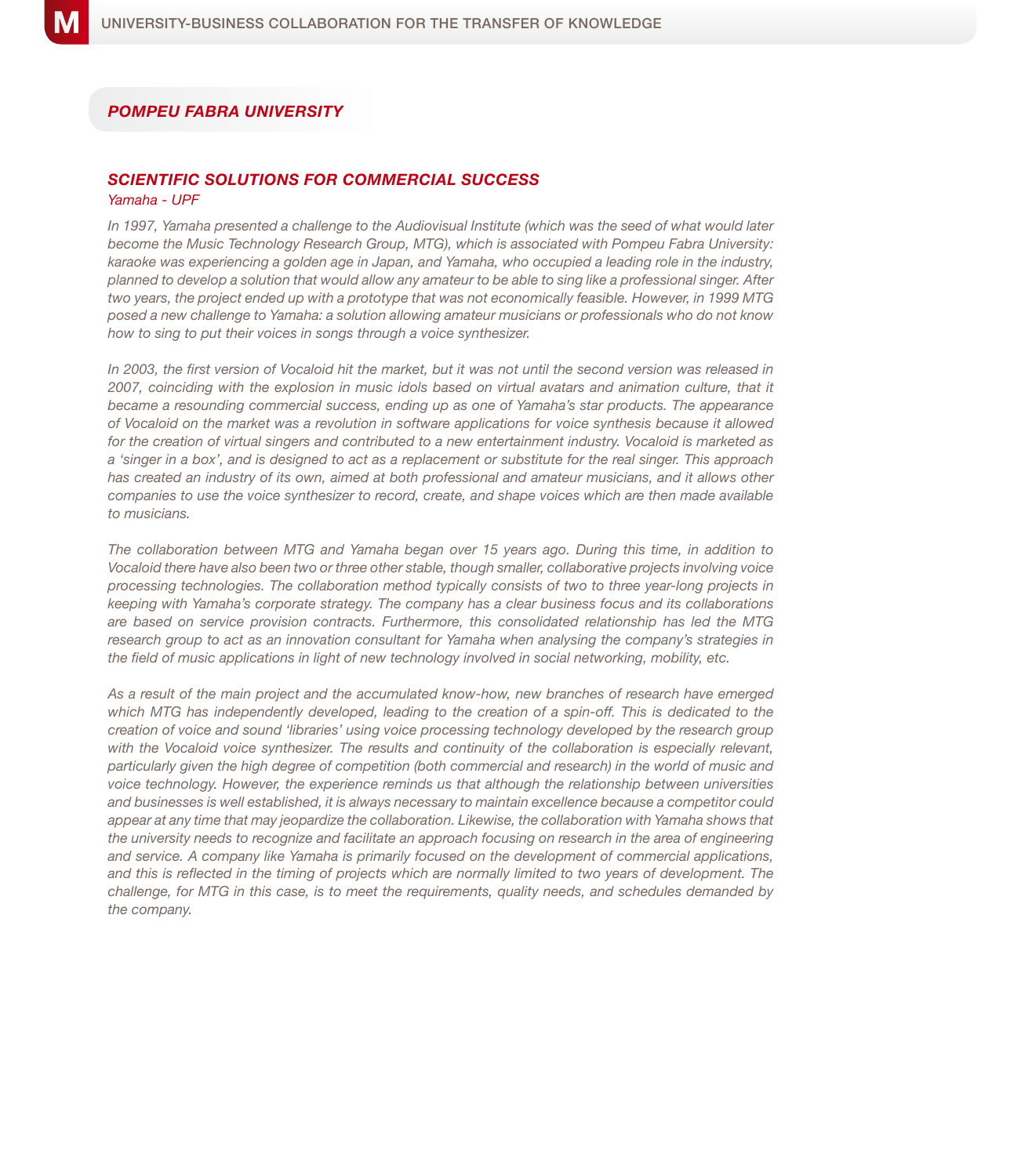## POMPEU FABRA UNIVERSITY

### SCIENTIFIC SOLUTIONS FOR COMMERCIAL SUCCESS

*Yamaha - UPF*

*In 1997, Yamaha presented a challenge to the Audiovisual Institute (which was the seed of what would later become the Music Technology Research Group, MTG), which is associated with Pompeu Fabra University: karaoke was experiencing a golden age in Japan, and Yamaha, who occupied a leading role in the industry, planned to develop a solution that would allow any amateur to be able to sing like a professional singer. After two years, the project ended up with a prototype that was not economically feasible. However, in 1999 MTG posed a new challenge to Yamaha: a solution allowing amateur musicians or professionals who do not know how to sing to put their voices in songs through a voice synthesizer.*

*In 2003, the first version of Vocaloid hit the market, but it was not until the second version was released in 2007, coinciding with the explosion in music idols based on virtual avatars and animation culture, that it became a resounding commercial success, ending up as one of Yamaha's star products. The appearance of Vocaloid on the market was a revolution in software applications for voice synthesis because it allowed for the creation of virtual singers and contributed to a new entertainment industry. Vocaloid is marketed as a 'singer in a box', and is designed to act as a replacement or substitute for the real singer. This approach has created an industry of its own, aimed at both professional and amateur musicians, and it allows other companies to use the voice synthesizer to record, create, and shape voices which are then made available to musicians.*

*The collaboration between MTG and Yamaha began over 15 years ago. During this time, in addition to Vocaloid there have also been two or three other stable, though smaller, collaborative projects involving voice processing technologies. The collaboration method typically consists of two to three year-long projects in keeping with Yamaha's corporate strategy. The company has a clear business focus and its collaborations are based on service provision contracts. Furthermore, this consolidated relationship has led the MTG research group to act as an innovation consultant for Yamaha when analysing the company's strategies in the field of music applications in light of new technology involved in social networking, mobility, etc.*

*As a result of the main project and the accumulated know-how, new branches of research have emerged which MTG has independently developed, leading to the creation of a spin-off. This is dedicated to the creation of voice and sound 'libraries' using voice processing technology developed by the research group with the Vocaloid voice synthesizer. The results and continuity of the collaboration is especially relevant, particularly given the high degree of competition (both commercial and research) in the world of music and voice technology. However, the experience reminds us that although the relationship between universities and businesses is well established, it is always necessary to maintain excellence because a competitor could appear at any time that may jeopardize the collaboration. Likewise, the collaboration with Yamaha shows that the university needs to recognize and facilitate an approach focusing on research in the area of engineering and service. A company like Yamaha is primarily focused on the development of commercial applications, and this is reflected in the timing of projects which are normally limited to two years of development. The challenge, for MTG in this case, is to meet the requirements, quality needs, and schedules demanded by the company.*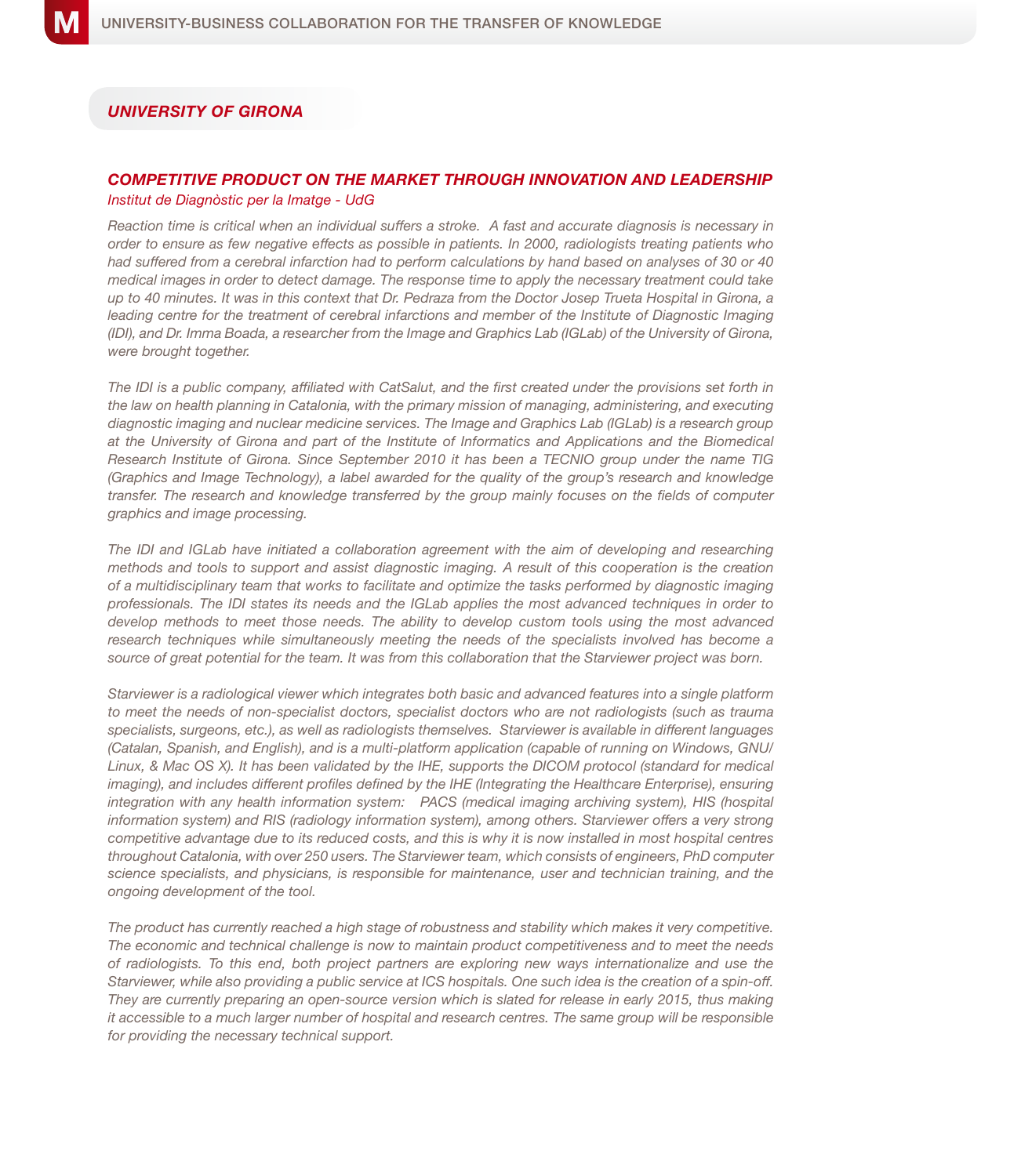## UNIVERSITY OF GIRONA

### COMPETITIVE PRODUCT ON THE MARKET THROUGH INNOVATION AND LEADERSHIP

*Institut de Diagnòstic per la Imatge - UdG*

*Reaction time is critical when an individual suffers a stroke. A fast and accurate diagnosis is necessary in order to ensure as few negative effects as possible in patients. In 2000, radiologists treating patients who had suffered from a cerebral infarction had to perform calculations by hand based on analyses of 30 or 40 medical images in order to detect damage. The response time to apply the necessary treatment could take up to 40 minutes. It was in this context that Dr. Pedraza from the Doctor Josep Trueta Hospital in Girona, a leading centre for the treatment of cerebral infarctions and member of the Institute of Diagnostic Imaging (IDI), and Dr. Imma Boada, a researcher from the Image and Graphics Lab (IGLab) of the University of Girona, were brought together.*

*The IDI is a public company, affiliated with CatSalut, and the first created under the provisions set forth in the law on health planning in Catalonia, with the primary mission of managing, administering, and executing diagnostic imaging and nuclear medicine services. The Image and Graphics Lab (IGLab) is a research group at the University of Girona and part of the Institute of Informatics and Applications and the Biomedical Research Institute of Girona. Since September 2010 it has been a TECNIO group under the name TIG (Graphics and Image Technology), a label awarded for the quality of the group's research and knowledge transfer. The research and knowledge transferred by the group mainly focuses on the fields of computer graphics and image processing.*

*The IDI and IGLab have initiated a collaboration agreement with the aim of developing and researching methods and tools to support and assist diagnostic imaging. A result of this cooperation is the creation of a multidisciplinary team that works to facilitate and optimize the tasks performed by diagnostic imaging professionals. The IDI states its needs and the IGLab applies the most advanced techniques in order to develop methods to meet those needs. The ability to develop custom tools using the most advanced research techniques while simultaneously meeting the needs of the specialists involved has become a source of great potential for the team. It was from this collaboration that the Starviewer project was born.*

*Starviewer is a radiological viewer which integrates both basic and advanced features into a single platform to meet the needs of non-specialist doctors, specialist doctors who are not radiologists (such as trauma specialists, surgeons, etc.), as well as radiologists themselves. Starviewer is available in different languages (Catalan, Spanish, and English), and is a multi-platform application (capable of running on Windows, GNU/Linux, & Mac OS X). It has been validated by the IHE, supports the DICOM protocol (standard for medical imaging), and includes different profiles defined by the IHE (Integrating the Healthcare Enterprise), ensuring integration with any health information system: PACS (medical imaging archiving system), HIS (hospital information system) and RIS (radiology information system), among others. Starviewer offers a very strong competitive advantage due to its reduced costs, and this is why it is now installed in most hospital centres throughout Catalonia, with over 250 users. The Starviewer team, which consists of engineers, PhD computer science specialists, and physicians, is responsible for maintenance, user and technician training, and the ongoing development of the tool.*

*The product has currently reached a high stage of robustness and stability which makes it very competitive. The economic and technical challenge is now to maintain product competitiveness and to meet the needs of radiologists. To this end, both project partners are exploring new ways internationalize and use the Starviewer, while also providing a public service at ICS hospitals. One such idea is the creation of a spin-off. They are currently preparing an open-source version which is slated for release in early 2015, thus making it accessible to a much larger number of hospital and research centres. The same group will be responsible for providing the necessary technical support.*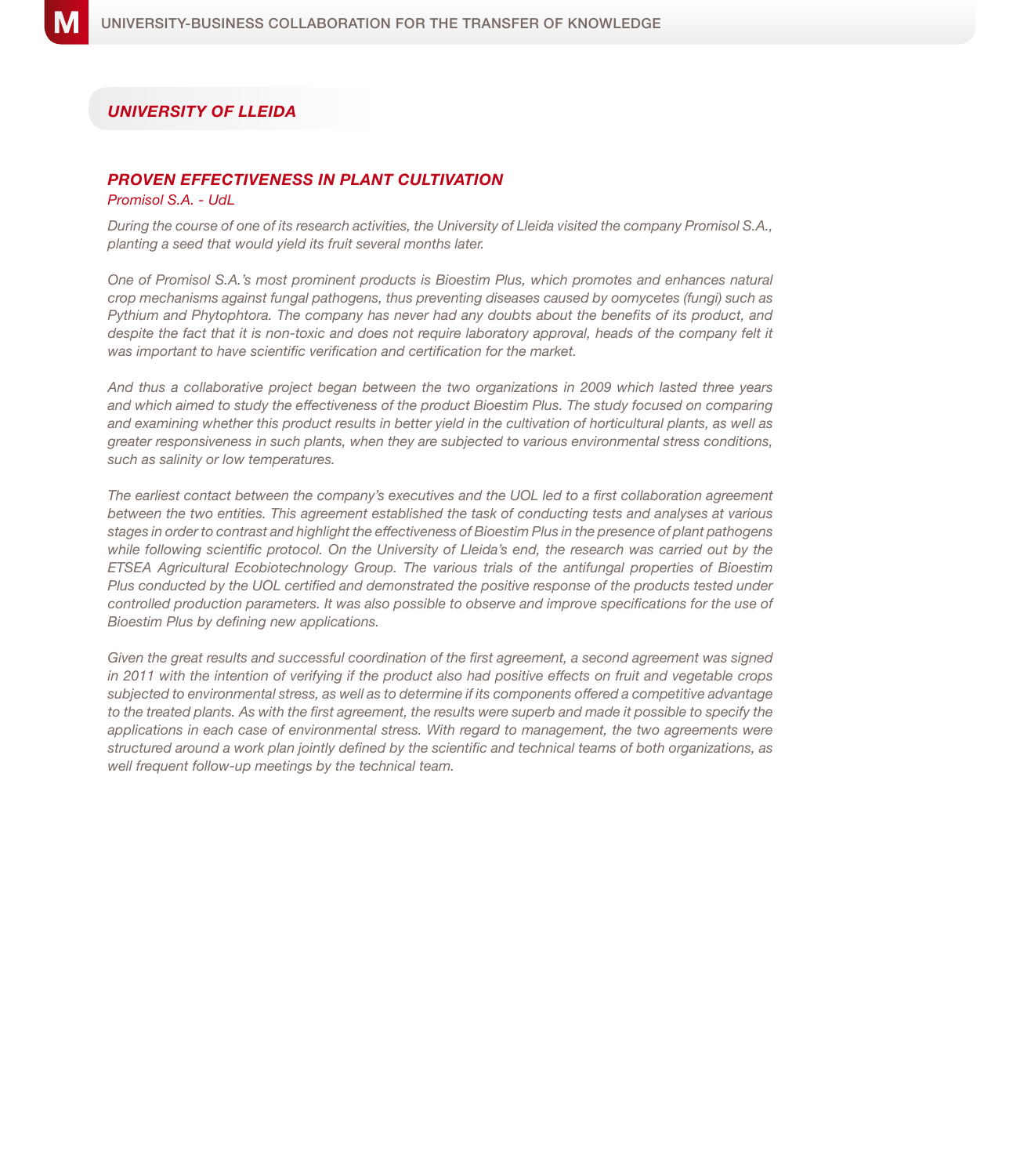## UNIVERSITY OF LLEIDA

### *PROVEN EFFECTIVENESS IN PLANT CULTIVATION*

*Promisol S.A. - UdL*

*During the course of one of its research activities, the University of Lleida visited the company Promisol S.A., planting a seed that would yield its fruit several months later.*

*One of Promisol S.A.'s most prominent products is Bioestim Plus, which promotes and enhances natural crop mechanisms against fungal pathogens, thus preventing diseases caused by oomycetes (fungi) such as Pythium and Phytophtora. The company has never had any doubts about the benefits of its product, and despite the fact that it is non-toxic and does not require laboratory approval, heads of the company felt it was important to have scientific verification and certification for the market.*

*And thus a collaborative project began between the two organizations in 2009 which lasted three years and which aimed to study the effectiveness of the product Bioestim Plus. The study focused on comparing and examining whether this product results in better yield in the cultivation of horticultural plants, as well as greater responsiveness in such plants, when they are subjected to various environmental stress conditions, such as salinity or low temperatures.*

*The earliest contact between the company's executives and the UOL led to a first collaboration agreement between the two entities. This agreement established the task of conducting tests and analyses at various stages in order to contrast and highlight the effectiveness of Bioestim Plus in the presence of plant pathogens while following scientific protocol. On the University of Lleida's end, the research was carried out by the ETSEA Agricultural Ecobiotechnology Group. The various trials of the antifungal properties of Bioestim Plus conducted by the UOL certified and demonstrated the positive response of the products tested under controlled production parameters. It was also possible to observe and improve specifications for the use of Bioestim Plus by defining new applications.*

*Given the great results and successful coordination of the first agreement, a second agreement was signed in 2011 with the intention of verifying if the product also had positive effects on fruit and vegetable crops subjected to environmental stress, as well as to determine if its components offered a competitive advantage to the treated plants. As with the first agreement, the results were superb and made it possible to specify the applications in each case of environmental stress. With regard to management, the two agreements were structured around a work plan jointly defined by the scientific and technical teams of both organizations, as well frequent follow-up meetings by the technical team.*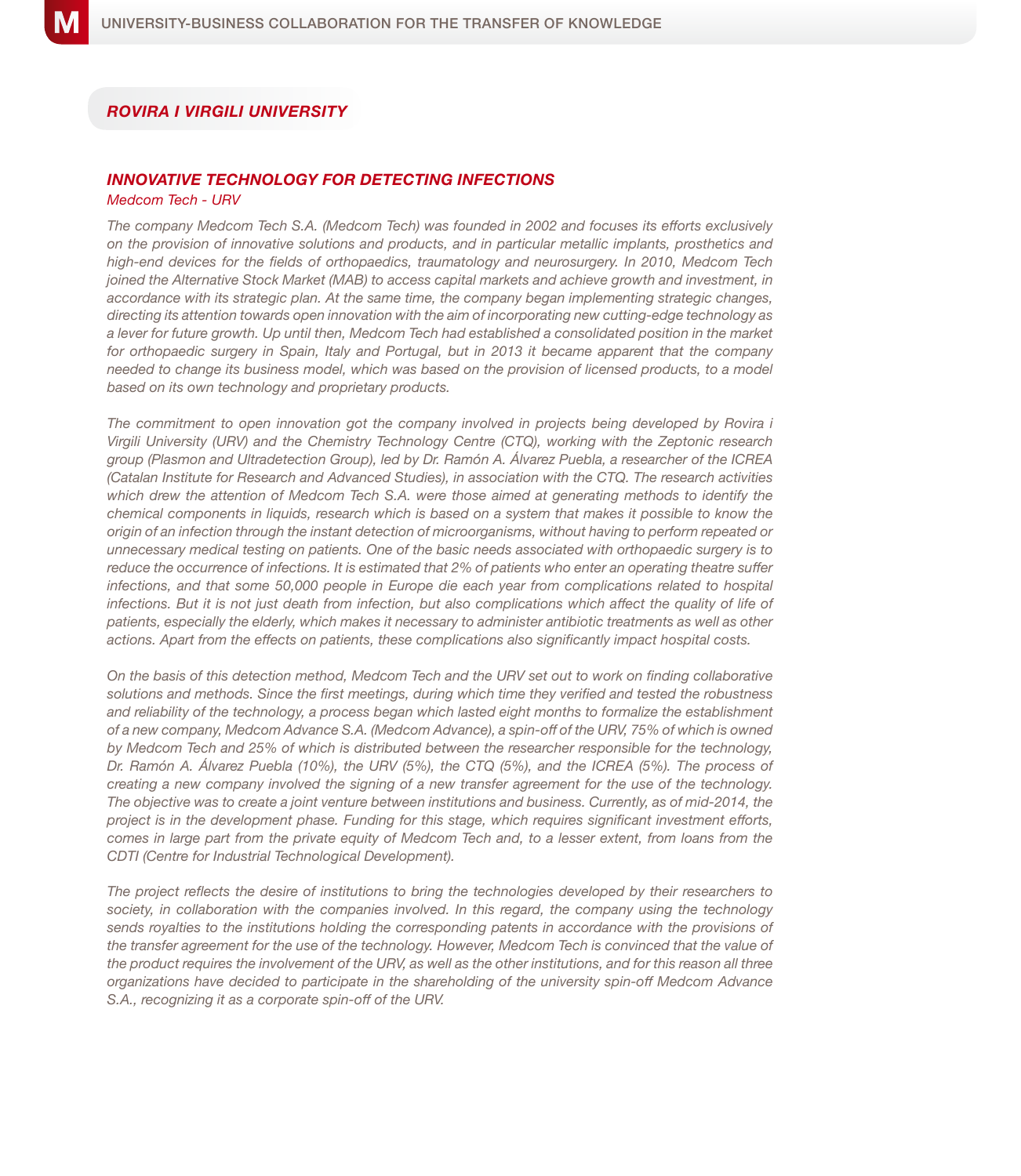## ROVIRA I VIRGILI UNIVERSITY

### INNOVATIVE TECHNOLOGY FOR DETECTING INFECTIONS

*Medcom Tech - URV*

*The company Medcom Tech S.A. (Medcom Tech) was founded in 2002 and focuses its efforts exclusively on the provision of innovative solutions and products, and in particular metallic implants, prosthetics and high-end devices for the fields of orthopaedics, traumatology and neurosurgery. In 2010, Medcom Tech joined the Alternative Stock Market (MAB) to access capital markets and achieve growth and investment, in accordance with its strategic plan. At the same time, the company began implementing strategic changes, directing its attention towards open innovation with the aim of incorporating new cutting-edge technology as a lever for future growth. Up until then, Medcom Tech had established a consolidated position in the market for orthopaedic surgery in Spain, Italy and Portugal, but in 2013 it became apparent that the company needed to change its business model, which was based on the provision of licensed products, to a model based on its own technology and proprietary products.*

*The commitment to open innovation got the company involved in projects being developed by Rovira i Virgili University (URV) and the Chemistry Technology Centre (CTQ), working with the Zeptonic research group (Plasmon and Ultradetection Group), led by Dr. Ramón A. Álvarez Puebla, a researcher of the ICREA (Catalan Institute for Research and Advanced Studies), in association with the CTQ. The research activities which drew the attention of Medcom Tech S.A. were those aimed at generating methods to identify the chemical components in liquids, research which is based on a system that makes it possible to know the origin of an infection through the instant detection of microorganisms, without having to perform repeated or unnecessary medical testing on patients. One of the basic needs associated with orthopaedic surgery is to reduce the occurrence of infections. It is estimated that 2% of patients who enter an operating theatre suffer infections, and that some 50,000 people in Europe die each year from complications related to hospital infections. But it is not just death from infection, but also complications which affect the quality of life of patients, especially the elderly, which makes it necessary to administer antibiotic treatments as well as other actions. Apart from the effects on patients, these complications also significantly impact hospital costs.*

*On the basis of this detection method, Medcom Tech and the URV set out to work on finding collaborative solutions and methods. Since the first meetings, during which time they verified and tested the robustness and reliability of the technology, a process began which lasted eight months to formalize the establishment of a new company, Medcom Advance S.A. (Medcom Advance), a spin-off of the URV, 75% of which is owned by Medcom Tech and 25% of which is distributed between the researcher responsible for the technology, Dr. Ramón A. Álvarez Puebla (10%), the URV (5%), the CTQ (5%), and the ICREA (5%). The process of creating a new company involved the signing of a new transfer agreement for the use of the technology. The objective was to create a joint venture between institutions and business. Currently, as of mid-2014, the project is in the development phase. Funding for this stage, which requires significant investment efforts, comes in large part from the private equity of Medcom Tech and, to a lesser extent, from loans from the CDTI (Centre for Industrial Technological Development).*

*The project reflects the desire of institutions to bring the technologies developed by their researchers to society, in collaboration with the companies involved. In this regard, the company using the technology sends royalties to the institutions holding the corresponding patents in accordance with the provisions of the transfer agreement for the use of the technology. However, Medcom Tech is convinced that the value of the product requires the involvement of the URV, as well as the other institutions, and for this reason all three organizations have decided to participate in the shareholding of the university spin-off Medcom Advance S.A., recognizing it as a corporate spin-off of the URV.*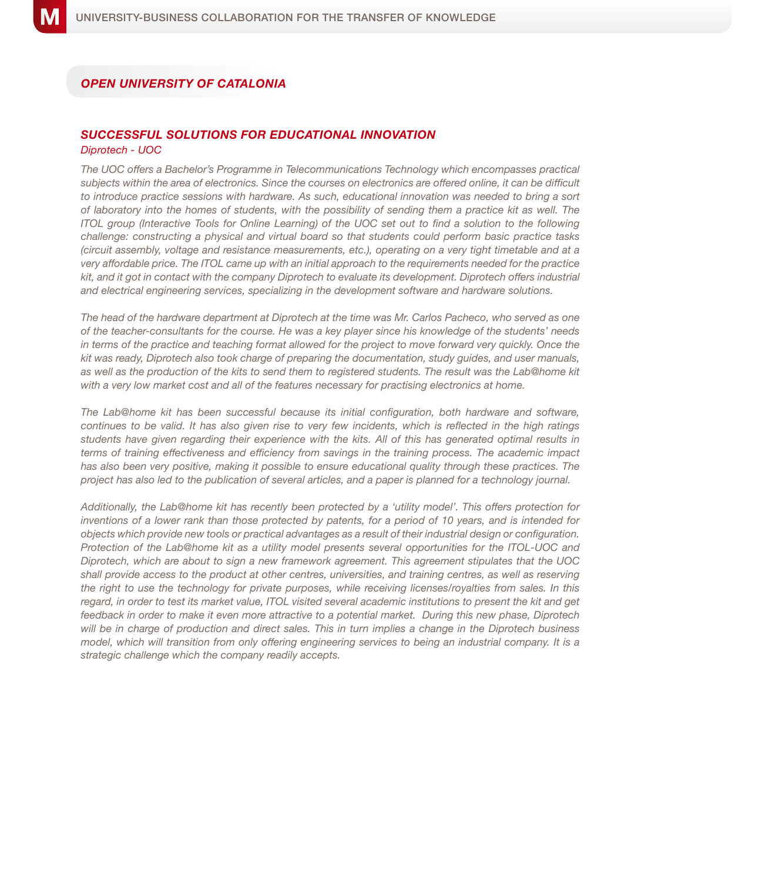## *OPEN UNIVERSITY OF CATALONIA*

### *SUCCESSFUL SOLUTIONS FOR EDUCATIONAL INNOVATION*

*Diprotech - UOC*

*The UOC offers a Bachelor's Programme in Telecommunications Technology which encompasses practical subjects within the area of electronics. Since the courses on electronics are offered online, it can be difficult to introduce practice sessions with hardware. As such, educational innovation was needed to bring a sort of laboratory into the homes of students, with the possibility of sending them a practice kit as well. The ITOL group (Interactive Tools for Online Learning) of the UOC set out to find a solution to the following challenge: constructing a physical and virtual board so that students could perform basic practice tasks (circuit assembly, voltage and resistance measurements, etc.), operating on a very tight timetable and at a very affordable price. The ITOL came up with an initial approach to the requirements needed for the practice kit, and it got in contact with the company Diprotech to evaluate its development. Diprotech offers industrial and electrical engineering services, specializing in the development software and hardware solutions.*

*The head of the hardware department at Diprotech at the time was Mr. Carlos Pacheco, who served as one of the teacher-consultants for the course. He was a key player since his knowledge of the students' needs in terms of the practice and teaching format allowed for the project to move forward very quickly. Once the kit was ready, Diprotech also took charge of preparing the documentation, study guides, and user manuals, as well as the production of the kits to send them to registered students. The result was the Lab@home kit with a very low market cost and all of the features necessary for practising electronics at home.*

*The Lab@home kit has been successful because its initial configuration, both hardware and software, continues to be valid. It has also given rise to very few incidents, which is reflected in the high ratings students have given regarding their experience with the kits. All of this has generated optimal results in terms of training effectiveness and efficiency from savings in the training process. The academic impact has also been very positive, making it possible to ensure educational quality through these practices. The project has also led to the publication of several articles, and a paper is planned for a technology journal.*

*Additionally, the Lab@home kit has recently been protected by a 'utility model'. This offers protection for inventions of a lower rank than those protected by patents, for a period of 10 years, and is intended for objects which provide new tools or practical advantages as a result of their industrial design or configuration. Protection of the Lab@home kit as a utility model presents several opportunities for the ITOL-UOC and Diprotech, which are about to sign a new framework agreement. This agreement stipulates that the UOC shall provide access to the product at other centres, universities, and training centres, as well as reserving the right to use the technology for private purposes, while receiving licenses/royalties from sales. In this regard, in order to test its market value, ITOL visited several academic institutions to present the kit and get feedback in order to make it even more attractive to a potential market. During this new phase, Diprotech will be in charge of production and direct sales. This in turn implies a change in the Diprotech business model, which will transition from only offering engineering services to being an industrial company. It is a strategic challenge which the company readily accepts.*